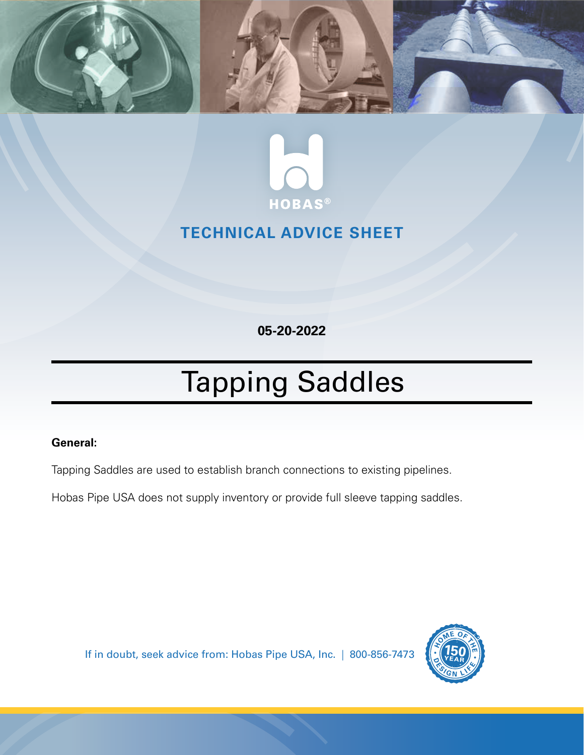HOBAS®

**TECHNICAL ADVICE SHEET**

**05-20-2022**

# Tapping Saddles

**General:**

Tapping Saddles are used to establish branch connections to existing pipelines.

Hobas Pipe USA does not supply inventory or provide full sleeve tapping saddles.

If in doubt, seek advice from: Hobas Pipe USA, Inc. | 800-856-7473

HOME OF THE 150 YEAR DESIGN LIFE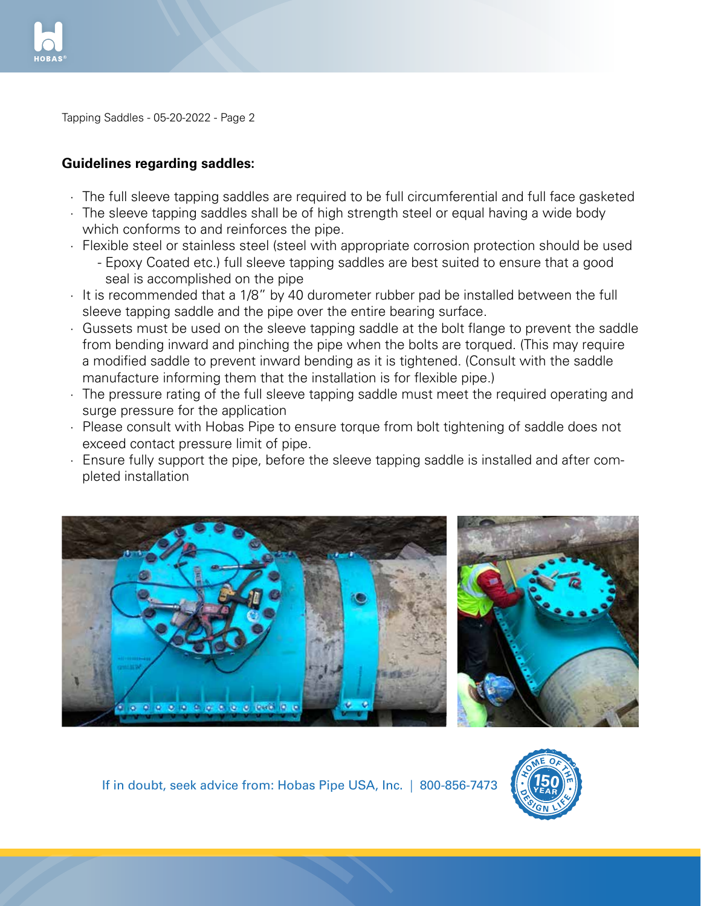**Guidelines regarding saddles:**

- The full sleeve tapping saddles are required to be full circumferential and full face gasketed
- The sleeve tapping saddles shall be of high strength steel or equal having a wide body which conforms to and reinforces the pipe.
- Flexible steel or stainless steel (steel with appropriate corrosion protection should be used - Epoxy Coated etc.) full sleeve tapping saddles are best suited to ensure that a good seal is accomplished on the pipe
- It is recommended that a 1/8" by 40 durometer rubber pad be installed between the full sleeve tapping saddle and the pipe over the entire bearing surface.
- Gussets must be used on the sleeve tapping saddle at the bolt flange to prevent the saddle from bending inward and pinching the pipe when the bolts are torqued. (This may require a modified saddle to prevent inward bending as it is tightened. (Consult with the saddle manufacture informing them that the installation is for flexible pipe.)
- The pressure rating of the full sleeve tapping saddle must meet the required operating and surge pressure for the application
- Please consult with Hobas Pipe to ensure torque from bolt tightening of saddle does not exceed contact pressure limit of pipe.
- Ensure fully support the pipe, before the sleeve tapping saddle is installed and after completed installation

If in doubt, seek advice from: Hobas Pipe USA, Inc. | 800-856-7473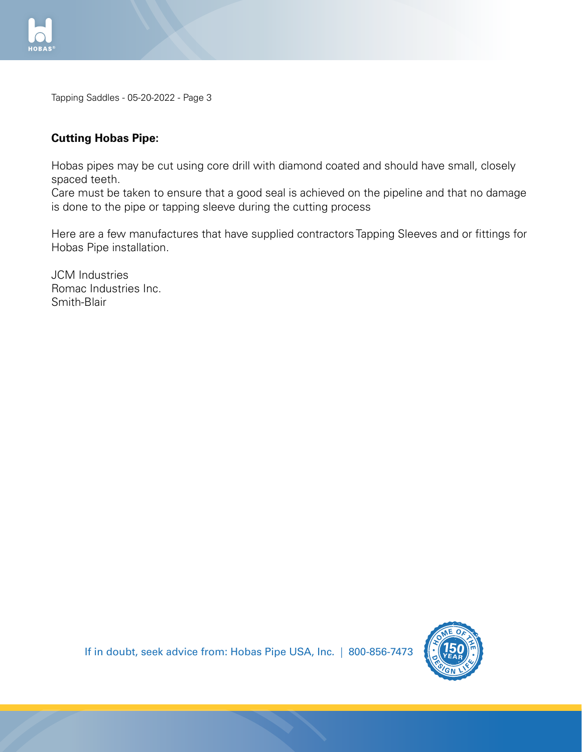## Cutting Hobas Pipe:

Hobas pipes may be cut using core drill with diamond coated and should have small, closely spaced teeth.
Care must be taken to ensure that a good seal is achieved on the pipeline and that no damage is done to the pipe or tapping sleeve during the cutting process

Here are a few manufactures that have supplied contractors Tapping Sleeves and or fittings for Hobas Pipe installation.

JCM Industries
Romac Industries Inc.
Smith-Blair